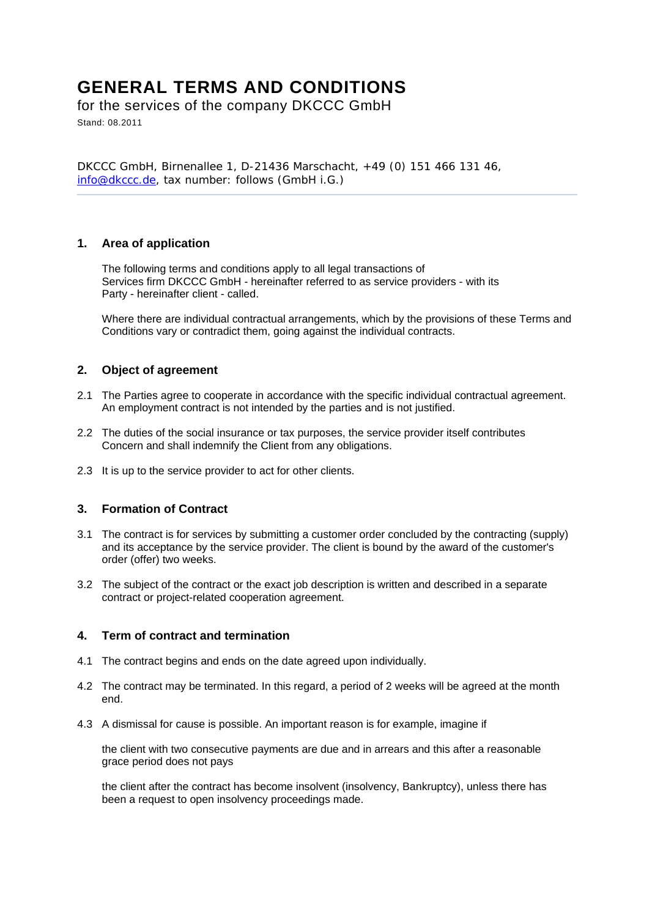# GENERAL TERMS AND CONDITIONS

for the services of the company DKCCC GmbH

Stand: 08.2011

DKCCC GmbH, Birnenallee 1, D-21436 Marschacht, +49 (0) 151 466 131 46, info@dkccc.de, tax number: follows (GmbH i.G.)

---

## 1. Area of application

The following terms and conditions apply to all legal transactions of Services firm DKCCC GmbH - hereinafter referred to as service providers - with its Party - hereinafter client - called.

Where there are individual contractual arrangements, which by the provisions of these Terms and Conditions vary or contradict them, going against the individual contracts.

## 2. Object of agreement

2.1 The Parties agree to cooperate in accordance with the specific individual contractual agreement. An employment contract is not intended by the parties and is not justified.

2.2 The duties of the social insurance or tax purposes, the service provider itself contributes Concern and shall indemnify the Client from any obligations.

2.3 It is up to the service provider to act for other clients.

## 3. Formation of Contract

3.1 The contract is for services by submitting a customer order concluded by the contracting (supply) and its acceptance by the service provider. The client is bound by the award of the customer's order (offer) two weeks.

3.2 The subject of the contract or the exact job description is written and described in a separate contract or project-related cooperation agreement.

## 4. Term of contract and termination

4.1 The contract begins and ends on the date agreed upon individually.

4.2 The contract may be terminated. In this regard, a period of 2 weeks will be agreed at the month end.

4.3 A dismissal for cause is possible. An important reason is for example, imagine if

the client with two consecutive payments are due and in arrears and this after a reasonable grace period does not pays

the client after the contract has become insolvent (insolvency, Bankruptcy), unless there has been a request to open insolvency proceedings made.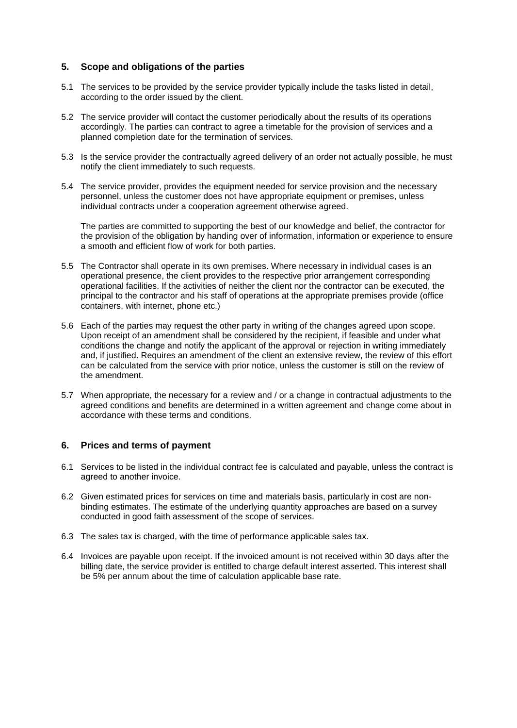## 5. Scope and obligations of the parties

5.1 The services to be provided by the service provider typically include the tasks listed in detail, according to the order issued by the client.

5.2 The service provider will contact the customer periodically about the results of its operations accordingly. The parties can contract to agree a timetable for the provision of services and a planned completion date for the termination of services.

5.3 Is the service provider the contractually agreed delivery of an order not actually possible, he must notify the client immediately to such requests.

5.4 The service provider, provides the equipment needed for service provision and the necessary personnel, unless the customer does not have appropriate equipment or premises, unless individual contracts under a cooperation agreement otherwise agreed.

The parties are committed to supporting the best of our knowledge and belief, the contractor for the provision of the obligation by handing over of information, information or experience to ensure a smooth and efficient flow of work for both parties.

5.5 The Contractor shall operate in its own premises. Where necessary in individual cases is an operational presence, the client provides to the respective prior arrangement corresponding operational facilities. If the activities of neither the client nor the contractor can be executed, the principal to the contractor and his staff of operations at the appropriate premises provide (office containers, with internet, phone etc.)

5.6 Each of the parties may request the other party in writing of the changes agreed upon scope. Upon receipt of an amendment shall be considered by the recipient, if feasible and under what conditions the change and notify the applicant of the approval or rejection in writing immediately and, if justified. Requires an amendment of the client an extensive review, the review of this effort can be calculated from the service with prior notice, unless the customer is still on the review of the amendment.

5.7 When appropriate, the necessary for a review and / or a change in contractual adjustments to the agreed conditions and benefits are determined in a written agreement and change come about in accordance with these terms and conditions.

## 6. Prices and terms of payment

6.1 Services to be listed in the individual contract fee is calculated and payable, unless the contract is agreed to another invoice.

6.2 Given estimated prices for services on time and materials basis, particularly in cost are non-binding estimates. The estimate of the underlying quantity approaches are based on a survey conducted in good faith assessment of the scope of services.

6.3 The sales tax is charged, with the time of performance applicable sales tax.

6.4 Invoices are payable upon receipt. If the invoiced amount is not received within 30 days after the billing date, the service provider is entitled to charge default interest asserted. This interest shall be 5% per annum about the time of calculation applicable base rate.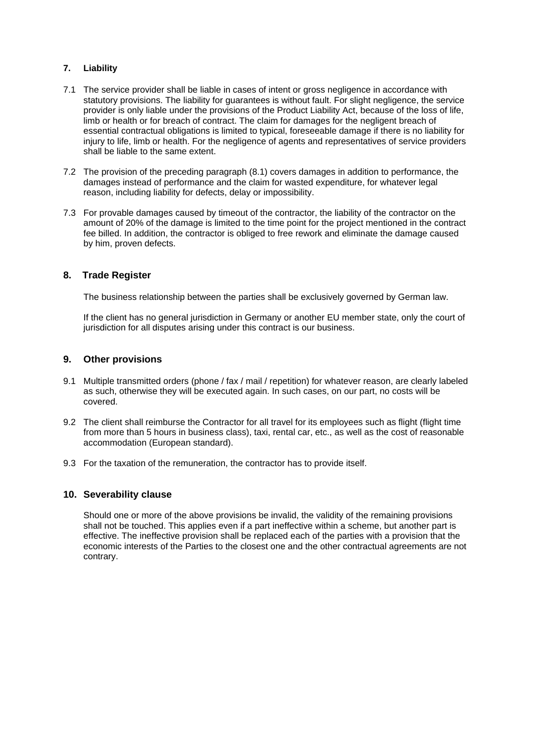## 7. Liability

7.1 The service provider shall be liable in cases of intent or gross negligence in accordance with statutory provisions. The liability for guarantees is without fault. For slight negligence, the service provider is only liable under the provisions of the Product Liability Act, because of the loss of life, limb or health or for breach of contract. The claim for damages for the negligent breach of essential contractual obligations is limited to typical, foreseeable damage if there is no liability for injury to life, limb or health. For the negligence of agents and representatives of service providers shall be liable to the same extent.

7.2 The provision of the preceding paragraph (8.1) covers damages in addition to performance, the damages instead of performance and the claim for wasted expenditure, for whatever legal reason, including liability for defects, delay or impossibility.

7.3 For provable damages caused by timeout of the contractor, the liability of the contractor on the amount of 20% of the damage is limited to the time point for the project mentioned in the contract fee billed. In addition, the contractor is obliged to free rework and eliminate the damage caused by him, proven defects.

## 8. Trade Register

The business relationship between the parties shall be exclusively governed by German law.

If the client has no general jurisdiction in Germany or another EU member state, only the court of jurisdiction for all disputes arising under this contract is our business.

## 9. Other provisions

9.1 Multiple transmitted orders (phone / fax / mail / repetition) for whatever reason, are clearly labeled as such, otherwise they will be executed again. In such cases, on our part, no costs will be covered.

9.2 The client shall reimburse the Contractor for all travel for its employees such as flight (flight time from more than 5 hours in business class), taxi, rental car, etc., as well as the cost of reasonable accommodation (European standard).

9.3 For the taxation of the remuneration, the contractor has to provide itself.

## 10. Severability clause

Should one or more of the above provisions be invalid, the validity of the remaining provisions shall not be touched. This applies even if a part ineffective within a scheme, but another part is effective. The ineffective provision shall be replaced each of the parties with a provision that the economic interests of the Parties to the closest one and the other contractual agreements are not contrary.